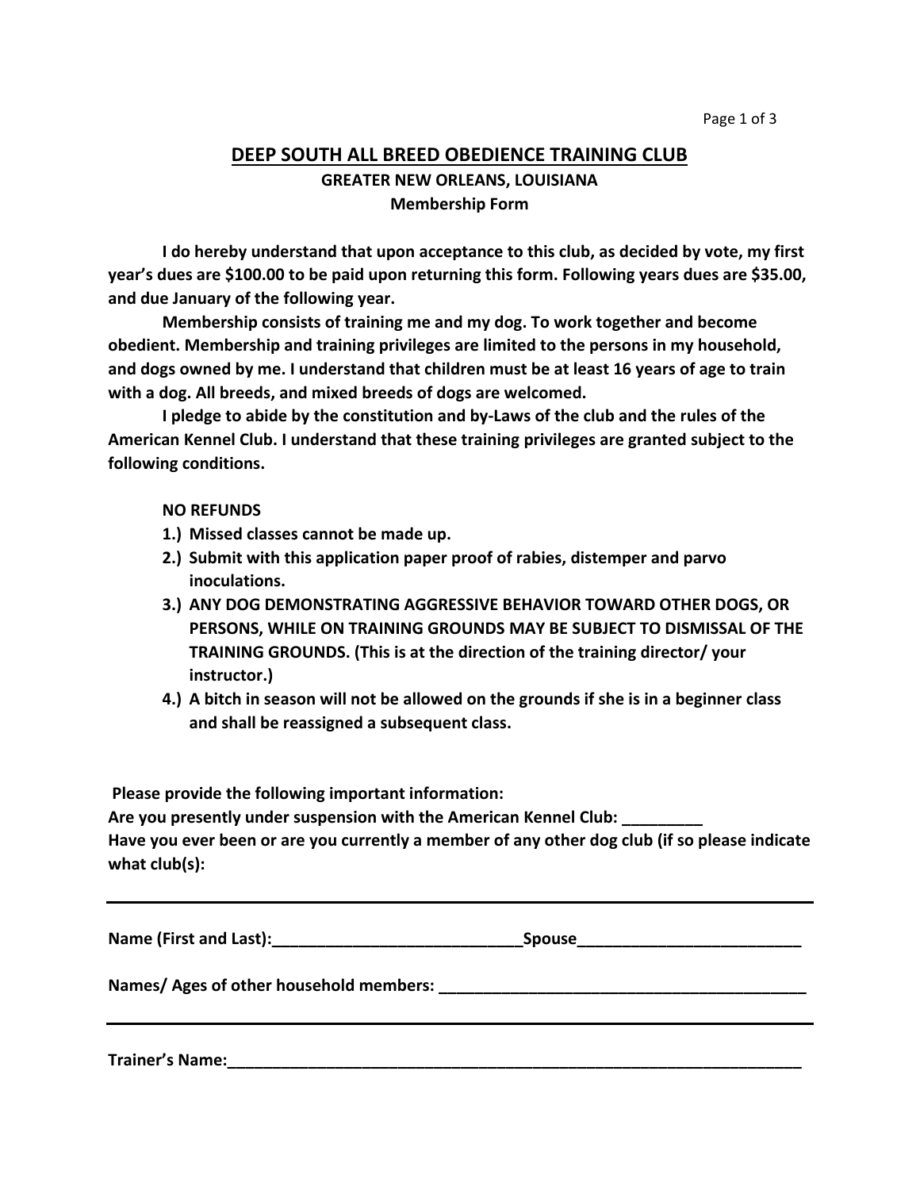# DEEP SOUTH ALL BREED OBEDIENCE TRAINING CLUB

## GREATER NEW ORLEANS, LOUISIANA

### Membership Form

**I do hereby understand that upon acceptance to this club, as decided by vote, my first year's dues are $100.00 to be paid upon returning this form. Following years dues are $35.00, and due January of the following year.**

**Membership consists of training me and my dog. To work together and become obedient. Membership and training privileges are limited to the persons in my household, and dogs owned by me. I understand that children must be at least 16 years of age to train with a dog. All breeds, and mixed breeds of dogs are welcomed.**

**I pledge to abide by the constitution and by-Laws of the club and the rules of the American Kennel Club. I understand that these training privileges are granted subject to the following conditions.**

**NO REFUNDS**

1.) **Missed classes cannot be made up.**
2.) **Submit with this application paper proof of rabies, distemper and parvo inoculations.**
3.) **ANY DOG DEMONSTRATING AGGRESSIVE BEHAVIOR TOWARD OTHER DOGS, OR PERSONS, WHILE ON TRAINING GROUNDS MAY BE SUBJECT TO DISMISSAL OF THE TRAINING GROUNDS. (This is at the direction of the training director/ your instructor.)**
4.) **A bitch in season will not be allowed on the grounds if she is in a beginner class and shall be reassigned a subsequent class.**

**Please provide the following important information:**

**Are you presently under suspension with the American Kennel Club: _________**

**Have you ever been or are you currently a member of any other dog club (if so please indicate what club(s):**

---

**Name (First and Last):_____________________________Spouse_________________________**

**Names/ Ages of other household members: __________________________________________**

---

**Trainer's Name:____________________________________________________________________**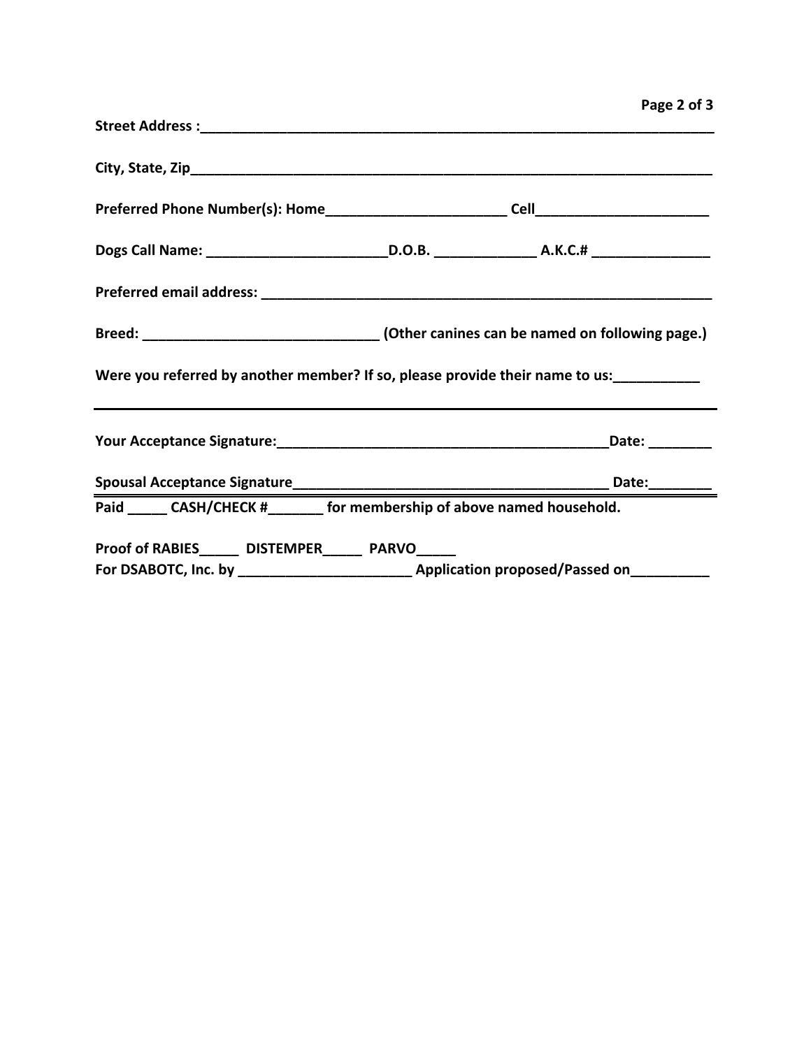**Street Address :**_________________________________________________________________

**City, State, Zip**_________________________________________________________________

**Preferred Phone Number(s): Home**_______________________ **Cell**_____________________

**Dogs Call Name:** _______________________**D.O.B.** _____________ **A.K.C.#** _______________

**Preferred email address:** ___________________________________________________________

**Breed:** ______________________________ **(Other canines can be named on following page.)**

**Were you referred by another member? If so, please provide their name to us:**___________

---

**Your Acceptance Signature:**___________________________________________**Date:** ________

**Spousal Acceptance Signature**_______________________________________ **Date:**________

---

**Paid** _____ **CASH/CHECK #**_______ **for membership of above named household.**

**Proof of RABIES**_____ **DISTEMPER**_____ **PARVO**_____

**For DSABOTC, Inc. by** ______________________ **Application proposed/Passed on**__________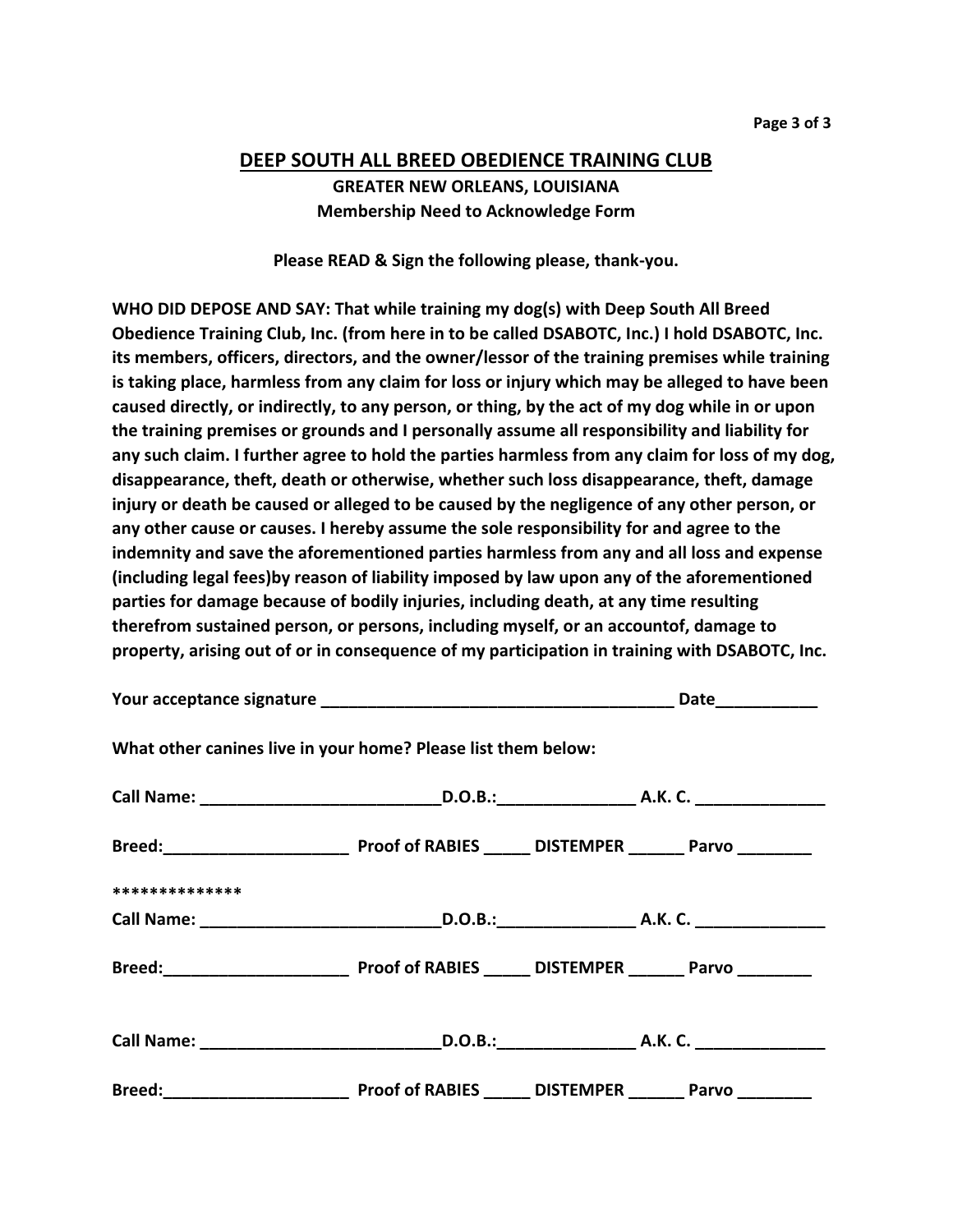# DEEP SOUTH ALL BREED OBEDIENCE TRAINING CLUB

**GREATER NEW ORLEANS, LOUISIANA**

**Membership Need to Acknowledge Form**

**Please READ & Sign the following please, thank-you.**

**WHO DID DEPOSE AND SAY: That while training my dog(s) with Deep South All Breed Obedience Training Club, Inc. (from here in to be called DSABOTC, Inc.) I hold DSABOTC, Inc. its members, officers, directors, and the owner/lessor of the training premises while training is taking place, harmless from any claim for loss or injury which may be alleged to have been caused directly, or indirectly, to any person, or thing, by the act of my dog while in or upon the training premises or grounds and I personally assume all responsibility and liability for any such claim. I further agree to hold the parties harmless from any claim for loss of my dog, disappearance, theft, death or otherwise, whether such loss disappearance, theft, damage injury or death be caused or alleged to be caused by the negligence of any other person, or any other cause or causes. I hereby assume the sole responsibility for and agree to the indemnity and save the aforementioned parties harmless from any and all loss and expense (including legal fees)by reason of liability imposed by law upon any of the aforementioned parties for damage because of bodily injuries, including death, at any time resulting therefrom sustained person, or persons, including myself, or an accountof, damage to property, arising out of or in consequence of my participation in training with DSABOTC, Inc.**

**Your acceptance signature \_\_\_\_\_\_\_\_\_\_\_\_\_\_\_\_\_\_\_\_\_\_\_\_\_\_\_\_\_\_\_\_\_\_\_\_\_\_\_ Date\_\_\_\_\_\_\_\_\_\_\_**

**What other canines live in your home? Please list them below:**

**Call Name: \_\_\_\_\_\_\_\_\_\_\_\_\_\_\_\_\_\_\_\_\_\_\_\_\_\_D.O.B.:\_\_\_\_\_\_\_\_\_\_\_\_\_\_\_ A.K. C. \_\_\_\_\_\_\_\_\_\_\_\_\_\_**

**Breed:\_\_\_\_\_\_\_\_\_\_\_\_\_\_\_\_\_\_\_\_ Proof of RABIES \_\_\_\_\_ DISTEMPER \_\_\_\_\_\_ Parvo \_\_\_\_\_\_\_\_**

**\*\*\*\*\*\*\*\*\*\*\*\*\*\***

**Call Name: \_\_\_\_\_\_\_\_\_\_\_\_\_\_\_\_\_\_\_\_\_\_\_\_\_\_D.O.B.:\_\_\_\_\_\_\_\_\_\_\_\_\_\_\_ A.K. C. \_\_\_\_\_\_\_\_\_\_\_\_\_\_**

**Breed:\_\_\_\_\_\_\_\_\_\_\_\_\_\_\_\_\_\_\_\_ Proof of RABIES \_\_\_\_\_ DISTEMPER \_\_\_\_\_\_ Parvo \_\_\_\_\_\_\_\_**

**Call Name: \_\_\_\_\_\_\_\_\_\_\_\_\_\_\_\_\_\_\_\_\_\_\_\_\_\_D.O.B.:\_\_\_\_\_\_\_\_\_\_\_\_\_\_\_ A.K. C. \_\_\_\_\_\_\_\_\_\_\_\_\_\_**

**Breed:\_\_\_\_\_\_\_\_\_\_\_\_\_\_\_\_\_\_\_\_ Proof of RABIES \_\_\_\_\_ DISTEMPER \_\_\_\_\_\_ Parvo \_\_\_\_\_\_\_\_**